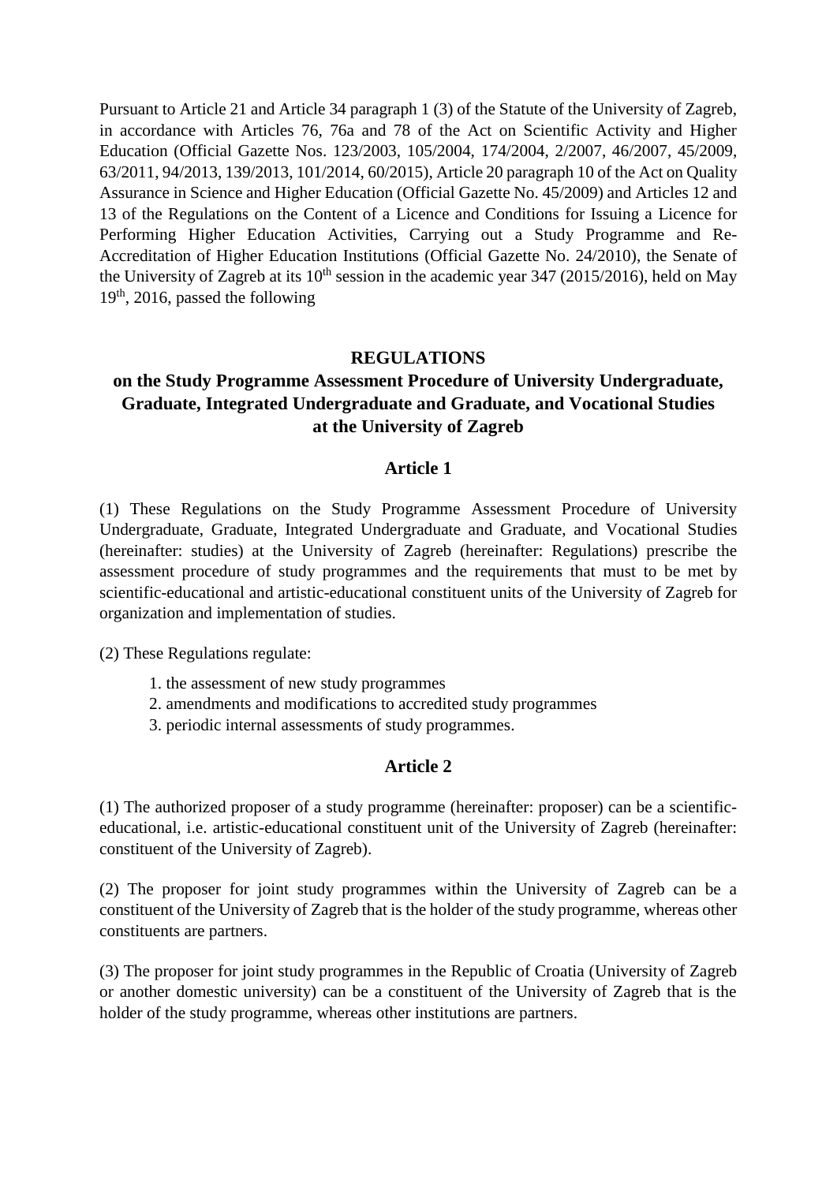Pursuant to Article 21 and Article 34 paragraph 1 (3) of the Statute of the University of Zagreb, in accordance with Articles 76, 76a and 78 of the Act on Scientific Activity and Higher Education (Official Gazette Nos. 123/2003, 105/2004, 174/2004, 2/2007, 46/2007, 45/2009, 63/2011, 94/2013, 139/2013, 101/2014, 60/2015), Article 20 paragraph 10 of the Act on Quality Assurance in Science and Higher Education (Official Gazette No. 45/2009) and Articles 12 and 13 of the Regulations on the Content of a Licence and Conditions for Issuing a Licence for Performing Higher Education Activities, Carrying out a Study Programme and Re-Accreditation of Higher Education Institutions (Official Gazette No. 24/2010), the Senate of the University of Zagreb at its 10th session in the academic year 347 (2015/2016), held on May 19th, 2016, passed the following

# REGULATIONS
## on the Study Programme Assessment Procedure of University Undergraduate, Graduate, Integrated Undergraduate and Graduate, and Vocational Studies at the University of Zagreb

### Article 1

(1) These Regulations on the Study Programme Assessment Procedure of University Undergraduate, Graduate, Integrated Undergraduate and Graduate, and Vocational Studies (hereinafter: studies) at the University of Zagreb (hereinafter: Regulations) prescribe the assessment procedure of study programmes and the requirements that must to be met by scientific-educational and artistic-educational constituent units of the University of Zagreb for organization and implementation of studies.

(2) These Regulations regulate:

1. the assessment of new study programmes
2. amendments and modifications to accredited study programmes
3. periodic internal assessments of study programmes.

### Article 2

(1) The authorized proposer of a study programme (hereinafter: proposer) can be a scientific-educational, i.e. artistic-educational constituent unit of the University of Zagreb (hereinafter: constituent of the University of Zagreb).

(2) The proposer for joint study programmes within the University of Zagreb can be a constituent of the University of Zagreb that is the holder of the study programme, whereas other constituents are partners.

(3) The proposer for joint study programmes in the Republic of Croatia (University of Zagreb or another domestic university) can be a constituent of the University of Zagreb that is the holder of the study programme, whereas other institutions are partners.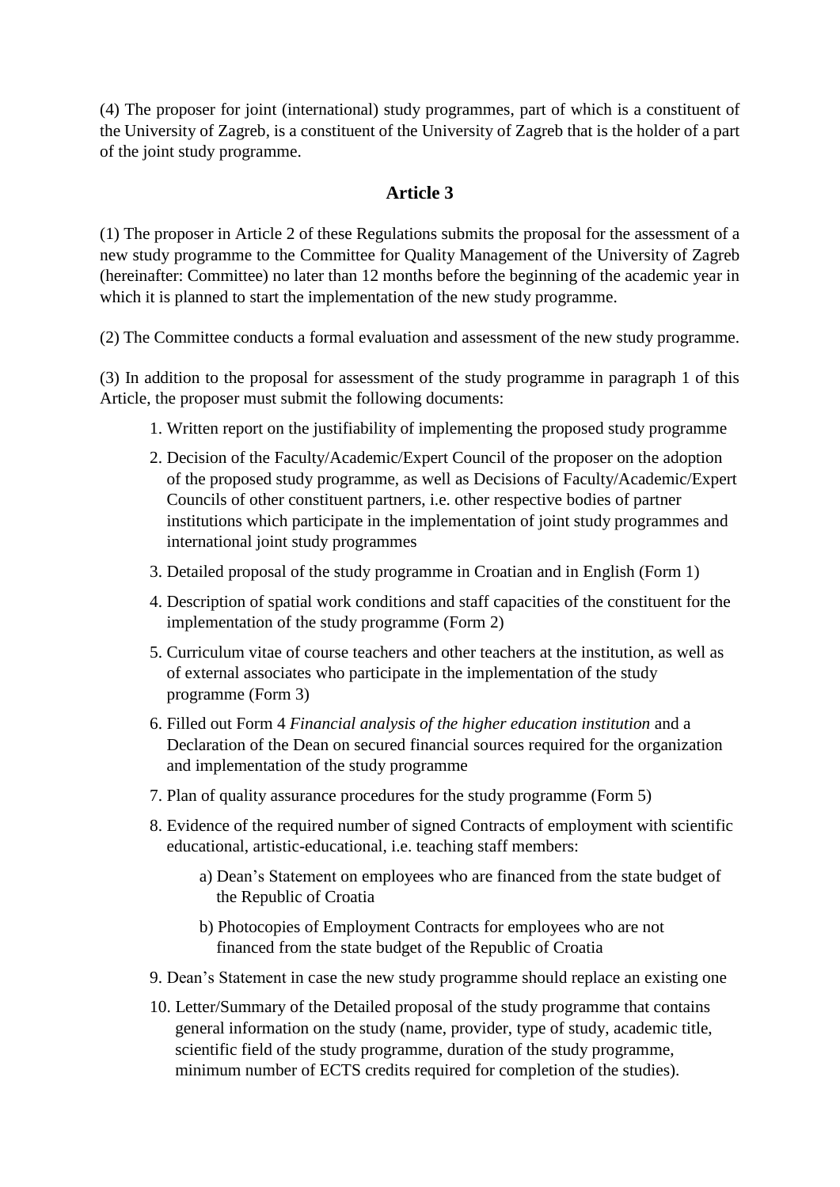(4) The proposer for joint (international) study programmes, part of which is a constituent of the University of Zagreb, is a constituent of the University of Zagreb that is the holder of a part of the joint study programme.

## Article 3

(1) The proposer in Article 2 of these Regulations submits the proposal for the assessment of a new study programme to the Committee for Quality Management of the University of Zagreb (hereinafter: Committee) no later than 12 months before the beginning of the academic year in which it is planned to start the implementation of the new study programme.

(2) The Committee conducts a formal evaluation and assessment of the new study programme.

(3) In addition to the proposal for assessment of the study programme in paragraph 1 of this Article, the proposer must submit the following documents:

1. Written report on the justifiability of implementing the proposed study programme
2. Decision of the Faculty/Academic/Expert Council of the proposer on the adoption of the proposed study programme, as well as Decisions of Faculty/Academic/Expert Councils of other constituent partners, i.e. other respective bodies of partner institutions which participate in the implementation of joint study programmes and international joint study programmes
3. Detailed proposal of the study programme in Croatian and in English (Form 1)
4. Description of spatial work conditions and staff capacities of the constituent for the implementation of the study programme (Form 2)
5. Curriculum vitae of course teachers and other teachers at the institution, as well as of external associates who participate in the implementation of the study programme (Form 3)
6. Filled out Form 4 *Financial analysis of the higher education institution* and a Declaration of the Dean on secured financial sources required for the organization and implementation of the study programme
7. Plan of quality assurance procedures for the study programme (Form 5)
8. Evidence of the required number of signed Contracts of employment with scientific educational, artistic-educational, i.e. teaching staff members:
    a) Dean's Statement on employees who are financed from the state budget of the Republic of Croatia
    b) Photocopies of Employment Contracts for employees who are not financed from the state budget of the Republic of Croatia
9. Dean's Statement in case the new study programme should replace an existing one
10. Letter/Summary of the Detailed proposal of the study programme that contains general information on the study (name, provider, type of study, academic title, scientific field of the study programme, duration of the study programme, minimum number of ECTS credits required for completion of the studies).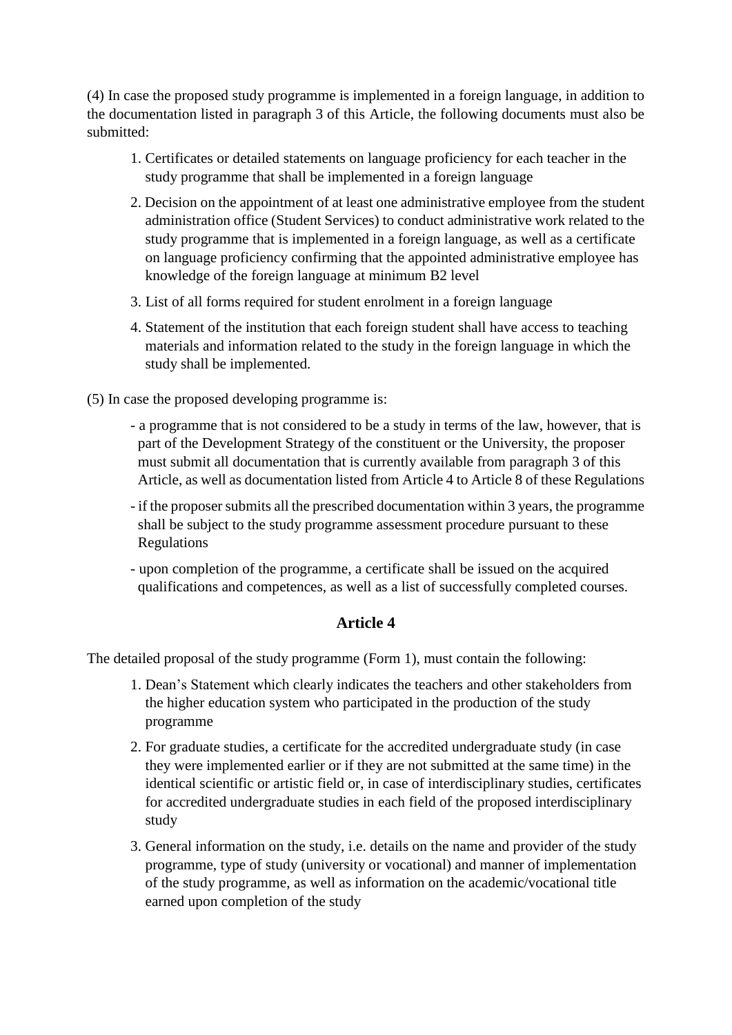(4) In case the proposed study programme is implemented in a foreign language, in addition to the documentation listed in paragraph 3 of this Article, the following documents must also be submitted:

1. Certificates or detailed statements on language proficiency for each teacher in the study programme that shall be implemented in a foreign language
2. Decision on the appointment of at least one administrative employee from the student administration office (Student Services) to conduct administrative work related to the study programme that is implemented in a foreign language, as well as a certificate on language proficiency confirming that the appointed administrative employee has knowledge of the foreign language at minimum B2 level
3. List of all forms required for student enrolment in a foreign language
4. Statement of the institution that each foreign student shall have access to teaching materials and information related to the study in the foreign language in which the study shall be implemented.

(5) In case the proposed developing programme is:

- a programme that is not considered to be a study in terms of the law, however, that is part of the Development Strategy of the constituent or the University, the proposer must submit all documentation that is currently available from paragraph 3 of this Article, as well as documentation listed from Article 4 to Article 8 of these Regulations
- if the proposer submits all the prescribed documentation within 3 years, the programme shall be subject to the study programme assessment procedure pursuant to these Regulations
- upon completion of the programme, a certificate shall be issued on the acquired qualifications and competences, as well as a list of successfully completed courses.

### Article 4

The detailed proposal of the study programme (Form 1), must contain the following:

1. Dean’s Statement which clearly indicates the teachers and other stakeholders from the higher education system who participated in the production of the study programme
2. For graduate studies, a certificate for the accredited undergraduate study (in case they were implemented earlier or if they are not submitted at the same time) in the identical scientific or artistic field or, in case of interdisciplinary studies, certificates for accredited undergraduate studies in each field of the proposed interdisciplinary study
3. General information on the study, i.e. details on the name and provider of the study programme, type of study (university or vocational) and manner of implementation of the study programme, as well as information on the academic/vocational title earned upon completion of the study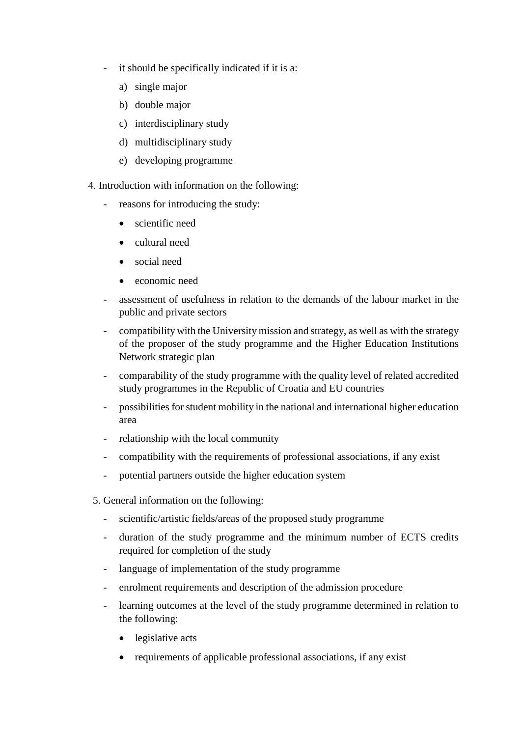- it should be specifically indicated if it is a:
    a) single major
    b) double major
    c) interdisciplinary study
    d) multidisciplinary study
    e) developing programme

4. Introduction with information on the following:
    - reasons for introducing the study:
        - scientific need
        - cultural need
        - social need
        - economic need
    - assessment of usefulness in relation to the demands of the labour market in the public and private sectors
    - compatibility with the University mission and strategy, as well as with the strategy of the proposer of the study programme and the Higher Education Institutions Network strategic plan
    - comparability of the study programme with the quality level of related accredited study programmes in the Republic of Croatia and EU countries
    - possibilities for student mobility in the national and international higher education area
    - relationship with the local community
    - compatibility with the requirements of professional associations, if any exist
    - potential partners outside the higher education system

5. General information on the following:
    - scientific/artistic fields/areas of the proposed study programme
    - duration of the study programme and the minimum number of ECTS credits required for completion of the study
    - language of implementation of the study programme
    - enrolment requirements and description of the admission procedure
    - learning outcomes at the level of the study programme determined in relation to the following:
        - legislative acts
        - requirements of applicable professional associations, if any exist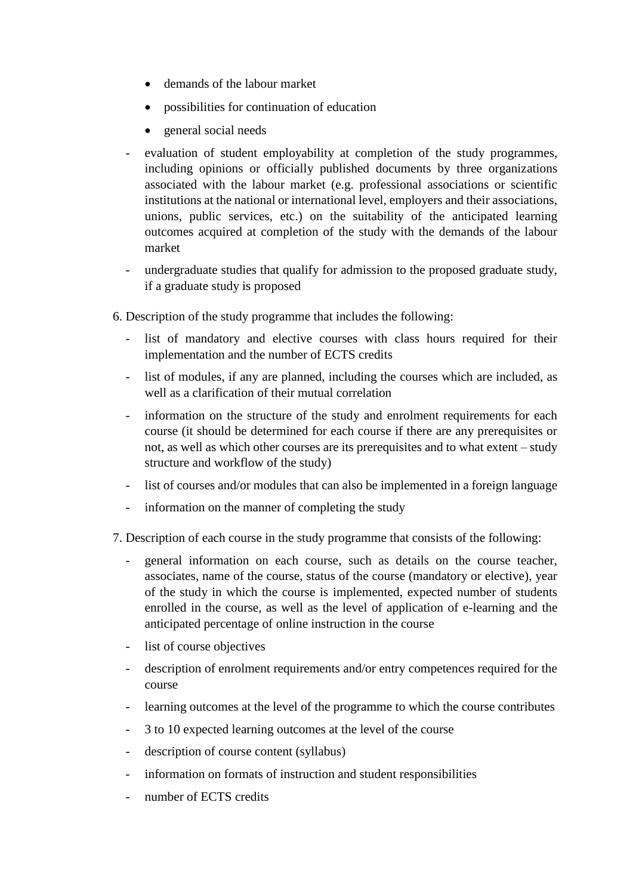- demands of the labour market
  - possibilities for continuation of education
  - general social needs

- evaluation of student employability at completion of the study programmes, including opinions or officially published documents by three organizations associated with the labour market (e.g. professional associations or scientific institutions at the national or international level, employers and their associations, unions, public services, etc.) on the suitability of the anticipated learning outcomes acquired at completion of the study with the demands of the labour market
- undergraduate studies that qualify for admission to the proposed graduate study, if a graduate study is proposed

6. Description of the study programme that includes the following:
   - list of mandatory and elective courses with class hours required for their implementation and the number of ECTS credits
   - list of modules, if any are planned, including the courses which are included, as well as a clarification of their mutual correlation
   - information on the structure of the study and enrolment requirements for each course (it should be determined for each course if there are any prerequisites or not, as well as which other courses are its prerequisites and to what extent – study structure and workflow of the study)
   - list of courses and/or modules that can also be implemented in a foreign language
   - information on the manner of completing the study

7. Description of each course in the study programme that consists of the following:
   - general information on each course, such as details on the course teacher, associates, name of the course, status of the course (mandatory or elective), year of the study in which the course is implemented, expected number of students enrolled in the course, as well as the level of application of e-learning and the anticipated percentage of online instruction in the course
   - list of course objectives
   - description of enrolment requirements and/or entry competences required for the course
   - learning outcomes at the level of the programme to which the course contributes
   - 3 to 10 expected learning outcomes at the level of the course
   - description of course content (syllabus)
   - information on formats of instruction and student responsibilities
   - number of ECTS credits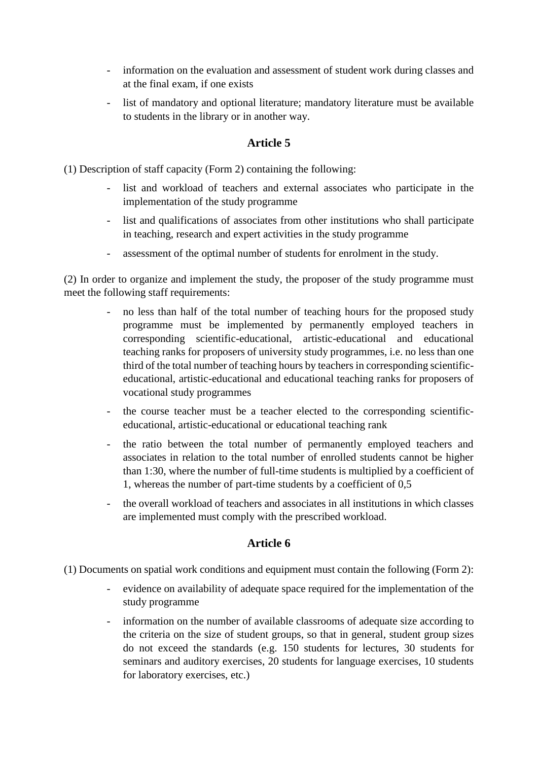- information on the evaluation and assessment of student work during classes and at the final exam, if one exists
- list of mandatory and optional literature; mandatory literature must be available to students in the library or in another way.

## Article 5

(1) Description of staff capacity (Form 2) containing the following:

- list and workload of teachers and external associates who participate in the implementation of the study programme
- list and qualifications of associates from other institutions who shall participate in teaching, research and expert activities in the study programme
- assessment of the optimal number of students for enrolment in the study.

(2) In order to organize and implement the study, the proposer of the study programme must meet the following staff requirements:

- no less than half of the total number of teaching hours for the proposed study programme must be implemented by permanently employed teachers in corresponding scientific-educational, artistic-educational and educational teaching ranks for proposers of university study programmes, i.e. no less than one third of the total number of teaching hours by teachers in corresponding scientific-educational, artistic-educational and educational teaching ranks for proposers of vocational study programmes
- the course teacher must be a teacher elected to the corresponding scientific-educational, artistic-educational or educational teaching rank
- the ratio between the total number of permanently employed teachers and associates in relation to the total number of enrolled students cannot be higher than 1:30, where the number of full-time students is multiplied by a coefficient of 1, whereas the number of part-time students by a coefficient of 0,5
- the overall workload of teachers and associates in all institutions in which classes are implemented must comply with the prescribed workload.

## Article 6

(1) Documents on spatial work conditions and equipment must contain the following (Form 2):

- evidence on availability of adequate space required for the implementation of the study programme
- information on the number of available classrooms of adequate size according to the criteria on the size of student groups, so that in general, student group sizes do not exceed the standards (e.g. 150 students for lectures, 30 students for seminars and auditory exercises, 20 students for language exercises, 10 students for laboratory exercises, etc.)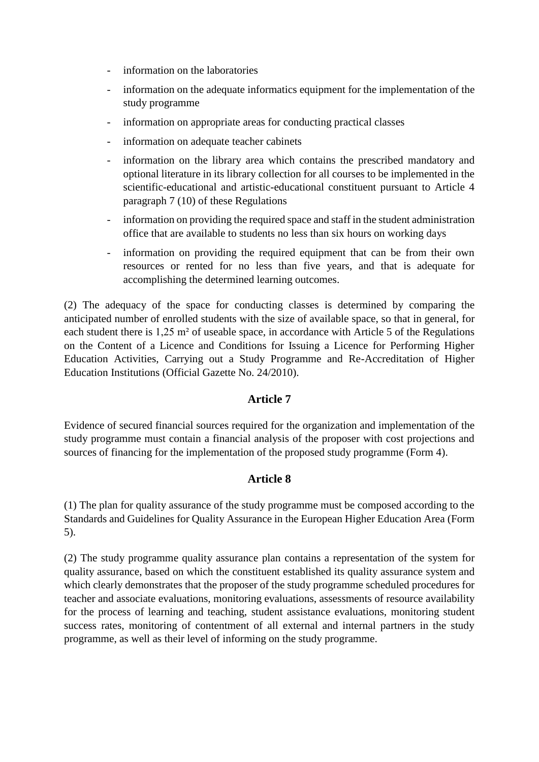- information on the laboratories
- information on the adequate informatics equipment for the implementation of the study programme
- information on appropriate areas for conducting practical classes
- information on adequate teacher cabinets
- information on the library area which contains the prescribed mandatory and optional literature in its library collection for all courses to be implemented in the scientific-educational and artistic-educational constituent pursuant to Article 4 paragraph 7 (10) of these Regulations
- information on providing the required space and staff in the student administration office that are available to students no less than six hours on working days
- information on providing the required equipment that can be from their own resources or rented for no less than five years, and that is adequate for accomplishing the determined learning outcomes.

(2) The adequacy of the space for conducting classes is determined by comparing the anticipated number of enrolled students with the size of available space, so that in general, for each student there is 1,25 $m^2$ of useable space, in accordance with Article 5 of the Regulations on the Content of a Licence and Conditions for Issuing a Licence for Performing Higher Education Activities, Carrying out a Study Programme and Re-Accreditation of Higher Education Institutions (Official Gazette No. 24/2010).

## Article 7

Evidence of secured financial sources required for the organization and implementation of the study programme must contain a financial analysis of the proposer with cost projections and sources of financing for the implementation of the proposed study programme (Form 4).

## Article 8

(1) The plan for quality assurance of the study programme must be composed according to the Standards and Guidelines for Quality Assurance in the European Higher Education Area (Form 5).

(2) The study programme quality assurance plan contains a representation of the system for quality assurance, based on which the constituent established its quality assurance system and which clearly demonstrates that the proposer of the study programme scheduled procedures for teacher and associate evaluations, monitoring evaluations, assessments of resource availability for the process of learning and teaching, student assistance evaluations, monitoring student success rates, monitoring of contentment of all external and internal partners in the study programme, as well as their level of informing on the study programme.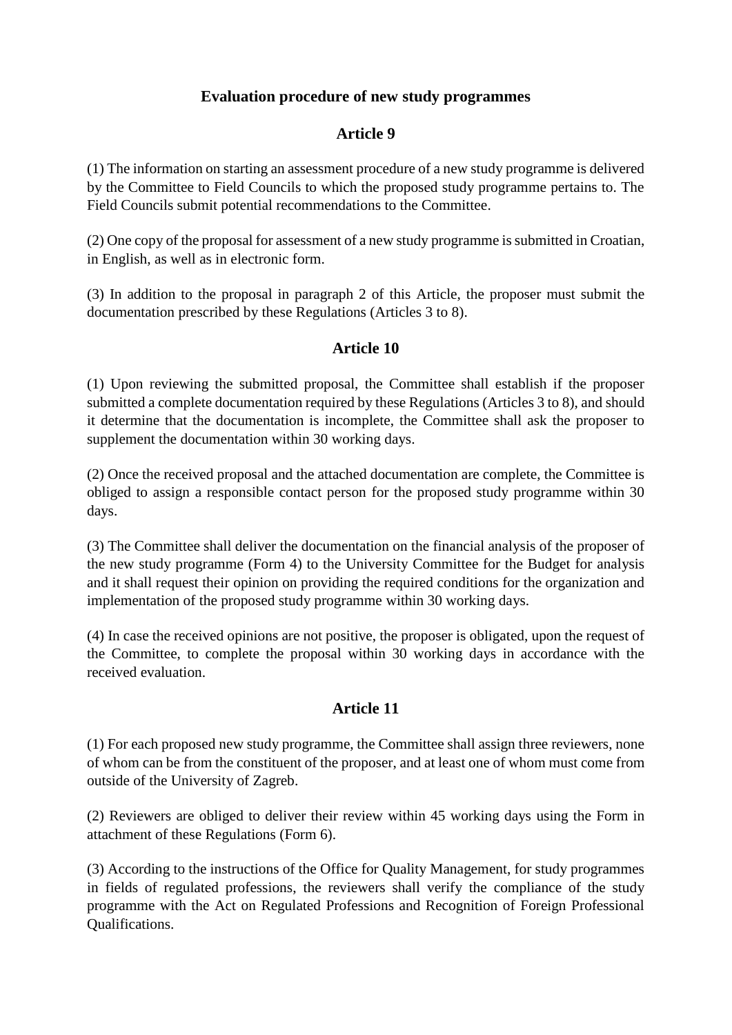## Evaluation procedure of new study programmes

### Article 9

(1) The information on starting an assessment procedure of a new study programme is delivered by the Committee to Field Councils to which the proposed study programme pertains to. The Field Councils submit potential recommendations to the Committee.

(2) One copy of the proposal for assessment of a new study programme is submitted in Croatian, in English, as well as in electronic form.

(3) In addition to the proposal in paragraph 2 of this Article, the proposer must submit the documentation prescribed by these Regulations (Articles 3 to 8).

### Article 10

(1) Upon reviewing the submitted proposal, the Committee shall establish if the proposer submitted a complete documentation required by these Regulations (Articles 3 to 8), and should it determine that the documentation is incomplete, the Committee shall ask the proposer to supplement the documentation within 30 working days.

(2) Once the received proposal and the attached documentation are complete, the Committee is obliged to assign a responsible contact person for the proposed study programme within 30 days.

(3) The Committee shall deliver the documentation on the financial analysis of the proposer of the new study programme (Form 4) to the University Committee for the Budget for analysis and it shall request their opinion on providing the required conditions for the organization and implementation of the proposed study programme within 30 working days.

(4) In case the received opinions are not positive, the proposer is obligated, upon the request of the Committee, to complete the proposal within 30 working days in accordance with the received evaluation.

### Article 11

(1) For each proposed new study programme, the Committee shall assign three reviewers, none of whom can be from the constituent of the proposer, and at least one of whom must come from outside of the University of Zagreb.

(2) Reviewers are obliged to deliver their review within 45 working days using the Form in attachment of these Regulations (Form 6).

(3) According to the instructions of the Office for Quality Management, for study programmes in fields of regulated professions, the reviewers shall verify the compliance of the study programme with the Act on Regulated Professions and Recognition of Foreign Professional Qualifications.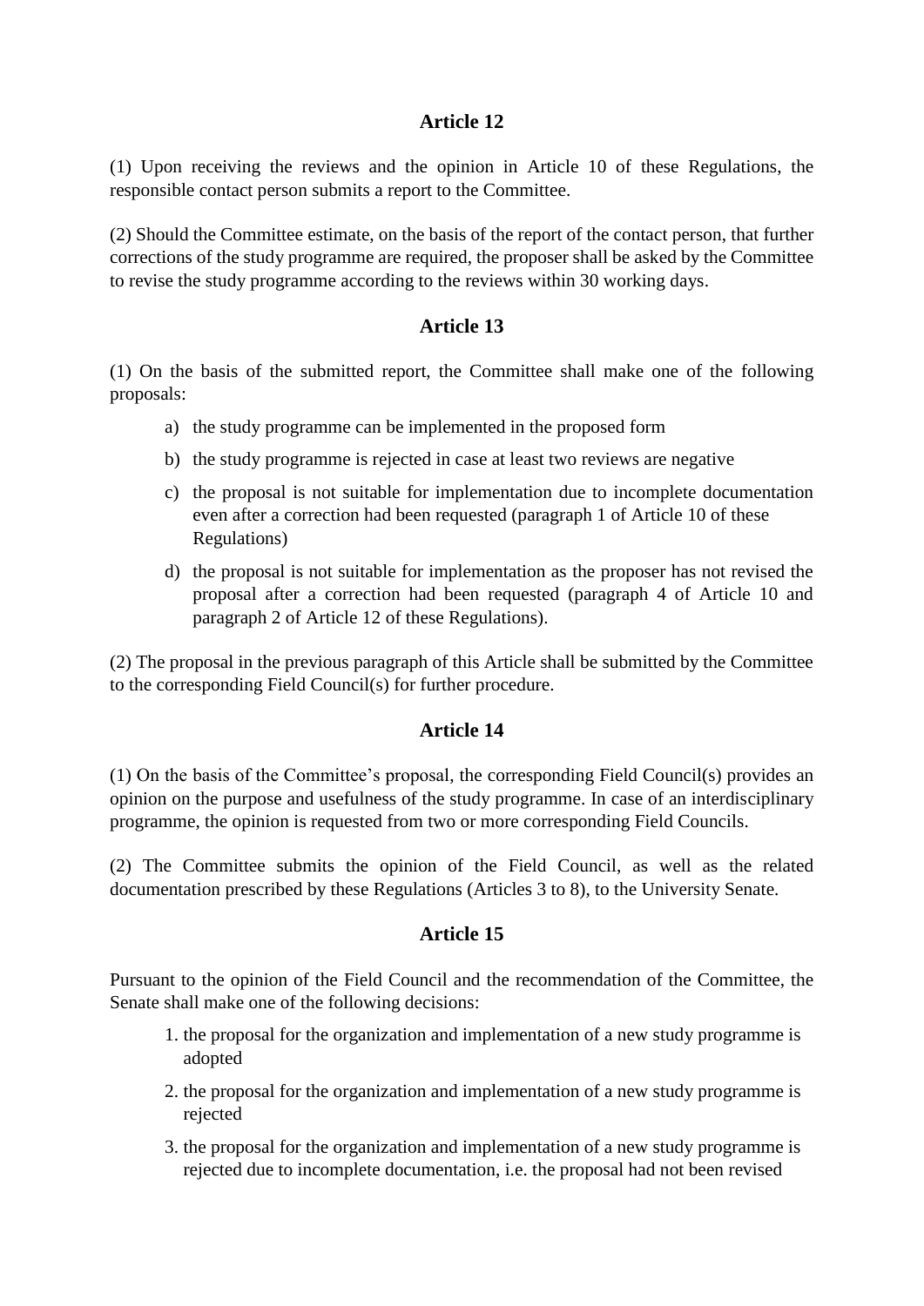## Article 12

(1) Upon receiving the reviews and the opinion in Article 10 of these Regulations, the responsible contact person submits a report to the Committee.

(2) Should the Committee estimate, on the basis of the report of the contact person, that further corrections of the study programme are required, the proposer shall be asked by the Committee to revise the study programme according to the reviews within 30 working days.

## Article 13

(1) On the basis of the submitted report, the Committee shall make one of the following proposals:

a) the study programme can be implemented in the proposed form
b) the study programme is rejected in case at least two reviews are negative
c) the proposal is not suitable for implementation due to incomplete documentation even after a correction had been requested (paragraph 1 of Article 10 of these Regulations)
d) the proposal is not suitable for implementation as the proposer has not revised the proposal after a correction had been requested (paragraph 4 of Article 10 and paragraph 2 of Article 12 of these Regulations).

(2) The proposal in the previous paragraph of this Article shall be submitted by the Committee to the corresponding Field Council(s) for further procedure.

## Article 14

(1) On the basis of the Committee's proposal, the corresponding Field Council(s) provides an opinion on the purpose and usefulness of the study programme. In case of an interdisciplinary programme, the opinion is requested from two or more corresponding Field Councils.

(2) The Committee submits the opinion of the Field Council, as well as the related documentation prescribed by these Regulations (Articles 3 to 8), to the University Senate.

## Article 15

Pursuant to the opinion of the Field Council and the recommendation of the Committee, the Senate shall make one of the following decisions:

1. the proposal for the organization and implementation of a new study programme is adopted
2. the proposal for the organization and implementation of a new study programme is rejected
3. the proposal for the organization and implementation of a new study programme is rejected due to incomplete documentation, i.e. the proposal had not been revised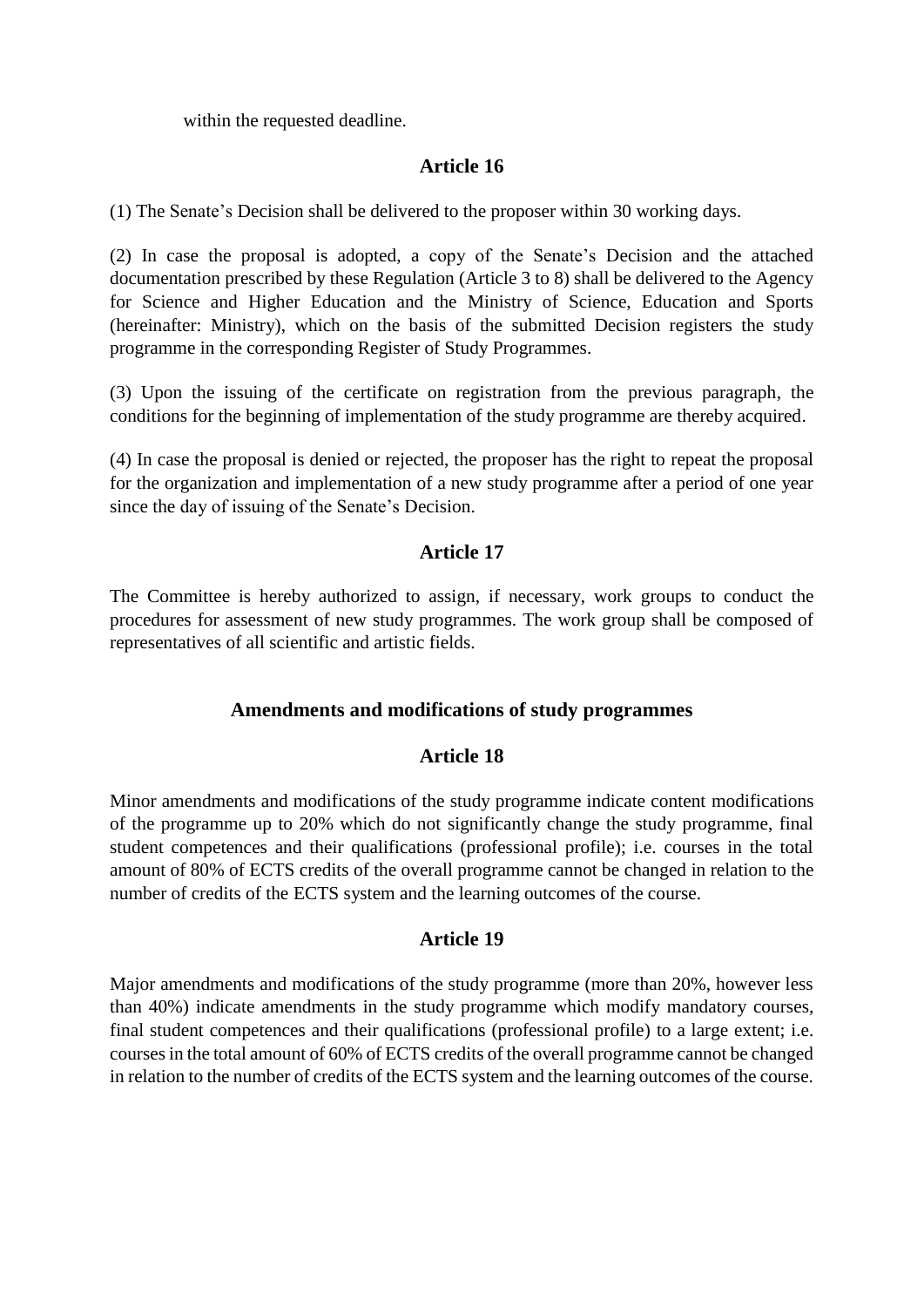within the requested deadline.

## Article 16

(1) The Senate's Decision shall be delivered to the proposer within 30 working days.

(2) In case the proposal is adopted, a copy of the Senate's Decision and the attached documentation prescribed by these Regulation (Article 3 to 8) shall be delivered to the Agency for Science and Higher Education and the Ministry of Science, Education and Sports (hereinafter: Ministry), which on the basis of the submitted Decision registers the study programme in the corresponding Register of Study Programmes.

(3) Upon the issuing of the certificate on registration from the previous paragraph, the conditions for the beginning of implementation of the study programme are thereby acquired.

(4) In case the proposal is denied or rejected, the proposer has the right to repeat the proposal for the organization and implementation of a new study programme after a period of one year since the day of issuing of the Senate's Decision.

## Article 17

The Committee is hereby authorized to assign, if necessary, work groups to conduct the procedures for assessment of new study programmes. The work group shall be composed of representatives of all scientific and artistic fields.

## Amendments and modifications of study programmes

## Article 18

Minor amendments and modifications of the study programme indicate content modifications of the programme up to 20% which do not significantly change the study programme, final student competences and their qualifications (professional profile); i.e. courses in the total amount of 80% of ECTS credits of the overall programme cannot be changed in relation to the number of credits of the ECTS system and the learning outcomes of the course.

## Article 19

Major amendments and modifications of the study programme (more than 20%, however less than 40%) indicate amendments in the study programme which modify mandatory courses, final student competences and their qualifications (professional profile) to a large extent; i.e. courses in the total amount of 60% of ECTS credits of the overall programme cannot be changed in relation to the number of credits of the ECTS system and the learning outcomes of the course.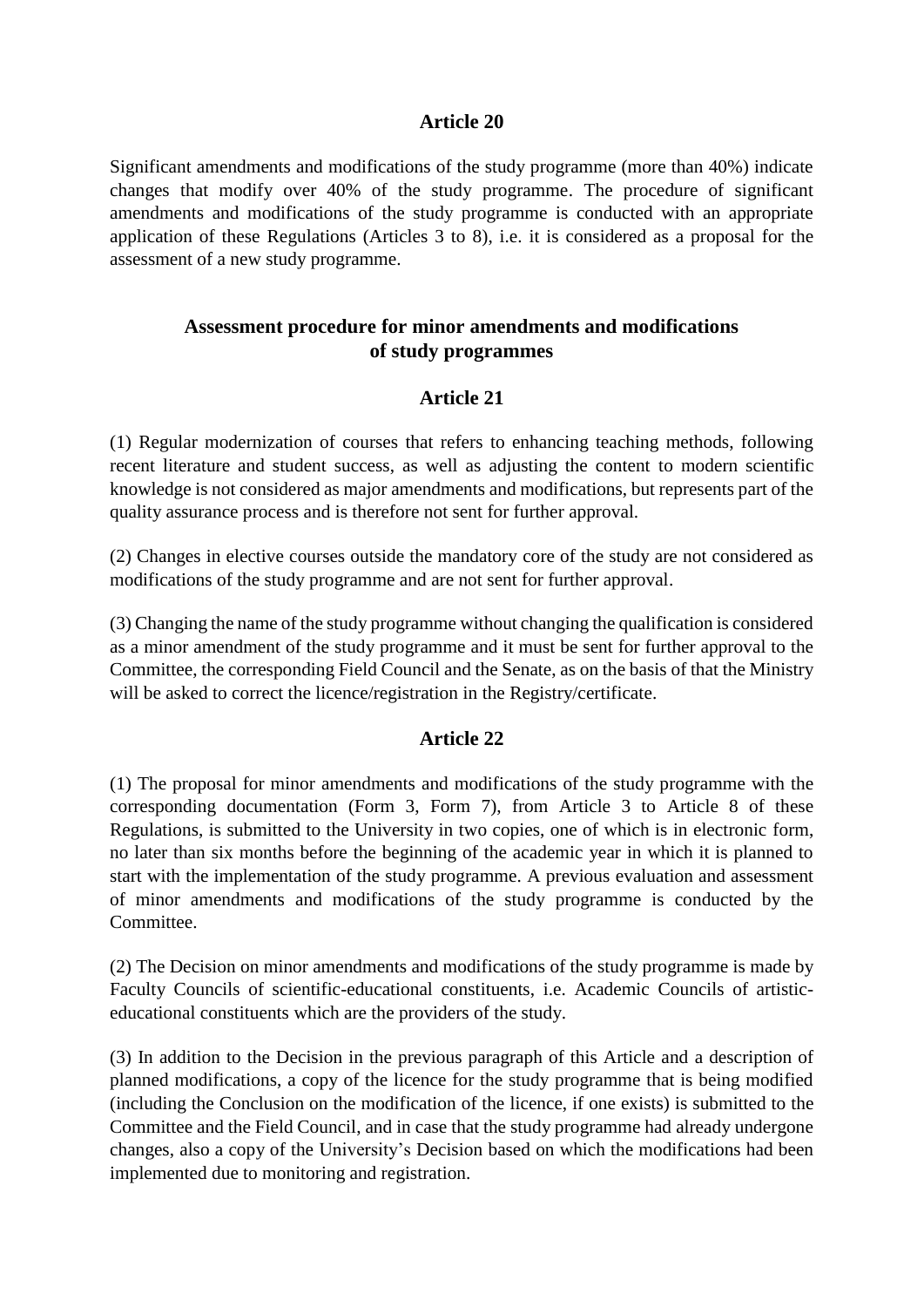## Article 20

Significant amendments and modifications of the study programme (more than 40%) indicate changes that modify over 40% of the study programme. The procedure of significant amendments and modifications of the study programme is conducted with an appropriate application of these Regulations (Articles 3 to 8), i.e. it is considered as a proposal for the assessment of a new study programme.

## Assessment procedure for minor amendments and modifications of study programmes

## Article 21

(1) Regular modernization of courses that refers to enhancing teaching methods, following recent literature and student success, as well as adjusting the content to modern scientific knowledge is not considered as major amendments and modifications, but represents part of the quality assurance process and is therefore not sent for further approval.

(2) Changes in elective courses outside the mandatory core of the study are not considered as modifications of the study programme and are not sent for further approval.

(3) Changing the name of the study programme without changing the qualification is considered as a minor amendment of the study programme and it must be sent for further approval to the Committee, the corresponding Field Council and the Senate, as on the basis of that the Ministry will be asked to correct the licence/registration in the Registry/certificate.

## Article 22

(1) The proposal for minor amendments and modifications of the study programme with the corresponding documentation (Form 3, Form 7), from Article 3 to Article 8 of these Regulations, is submitted to the University in two copies, one of which is in electronic form, no later than six months before the beginning of the academic year in which it is planned to start with the implementation of the study programme. A previous evaluation and assessment of minor amendments and modifications of the study programme is conducted by the Committee.

(2) The Decision on minor amendments and modifications of the study programme is made by Faculty Councils of scientific-educational constituents, i.e. Academic Councils of artistic-educational constituents which are the providers of the study.

(3) In addition to the Decision in the previous paragraph of this Article and a description of planned modifications, a copy of the licence for the study programme that is being modified (including the Conclusion on the modification of the licence, if one exists) is submitted to the Committee and the Field Council, and in case that the study programme had already undergone changes, also a copy of the University's Decision based on which the modifications had been implemented due to monitoring and registration.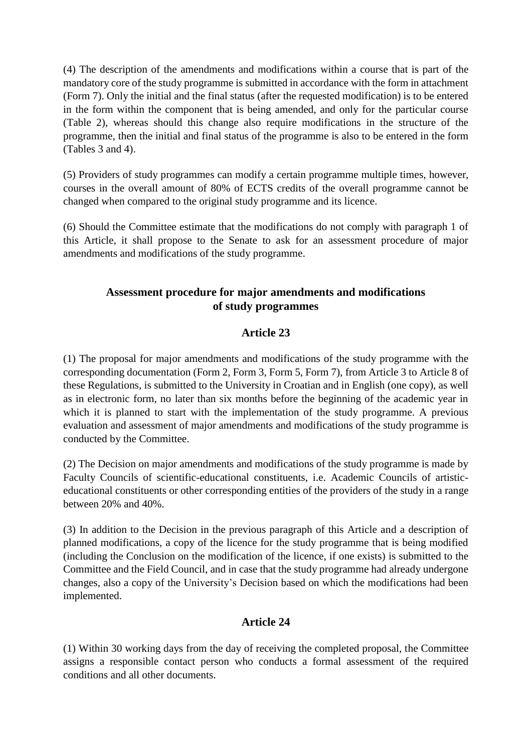(4) The description of the amendments and modifications within a course that is part of the mandatory core of the study programme is submitted in accordance with the form in attachment (Form 7). Only the initial and the final status (after the requested modification) is to be entered in the form within the component that is being amended, and only for the particular course (Table 2), whereas should this change also require modifications in the structure of the programme, then the initial and final status of the programme is also to be entered in the form (Tables 3 and 4).

(5) Providers of study programmes can modify a certain programme multiple times, however, courses in the overall amount of 80% of ECTS credits of the overall programme cannot be changed when compared to the original study programme and its licence.

(6) Should the Committee estimate that the modifications do not comply with paragraph 1 of this Article, it shall propose to the Senate to ask for an assessment procedure of major amendments and modifications of the study programme.

## Assessment procedure for major amendments and modifications of study programmes

### Article 23

(1) The proposal for major amendments and modifications of the study programme with the corresponding documentation (Form 2, Form 3, Form 5, Form 7), from Article 3 to Article 8 of these Regulations, is submitted to the University in Croatian and in English (one copy), as well as in electronic form, no later than six months before the beginning of the academic year in which it is planned to start with the implementation of the study programme. A previous evaluation and assessment of major amendments and modifications of the study programme is conducted by the Committee.

(2) The Decision on major amendments and modifications of the study programme is made by Faculty Councils of scientific-educational constituents, i.e. Academic Councils of artistic-educational constituents or other corresponding entities of the providers of the study in a range between 20% and 40%.

(3) In addition to the Decision in the previous paragraph of this Article and a description of planned modifications, a copy of the licence for the study programme that is being modified (including the Conclusion on the modification of the licence, if one exists) is submitted to the Committee and the Field Council, and in case that the study programme had already undergone changes, also a copy of the University's Decision based on which the modifications had been implemented.

### Article 24

(1) Within 30 working days from the day of receiving the completed proposal, the Committee assigns a responsible contact person who conducts a formal assessment of the required conditions and all other documents.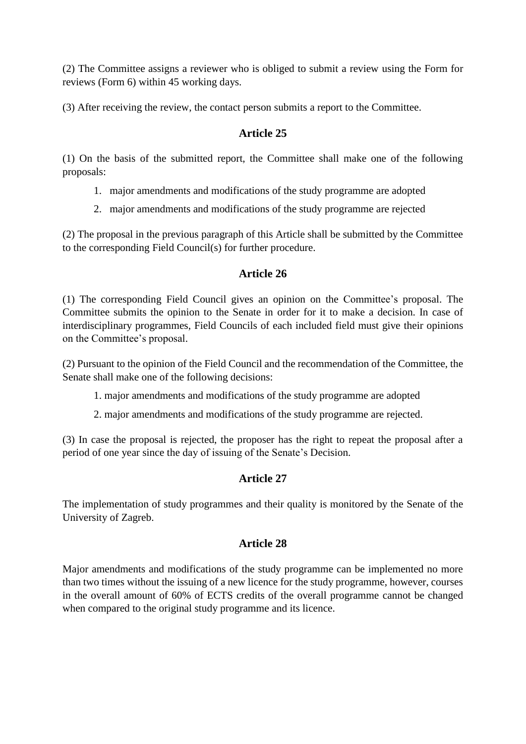(2) The Committee assigns a reviewer who is obliged to submit a review using the Form for reviews (Form 6) within 45 working days.

(3) After receiving the review, the contact person submits a report to the Committee.

### Article 25

(1) On the basis of the submitted report, the Committee shall make one of the following proposals:

1. major amendments and modifications of the study programme are adopted
2. major amendments and modifications of the study programme are rejected

(2) The proposal in the previous paragraph of this Article shall be submitted by the Committee to the corresponding Field Council(s) for further procedure.

### Article 26

(1) The corresponding Field Council gives an opinion on the Committee's proposal. The Committee submits the opinion to the Senate in order for it to make a decision. In case of interdisciplinary programmes, Field Councils of each included field must give their opinions on the Committee's proposal.

(2) Pursuant to the opinion of the Field Council and the recommendation of the Committee, the Senate shall make one of the following decisions:

1. major amendments and modifications of the study programme are adopted
2. major amendments and modifications of the study programme are rejected.

(3) In case the proposal is rejected, the proposer has the right to repeat the proposal after a period of one year since the day of issuing of the Senate's Decision.

### Article 27

The implementation of study programmes and their quality is monitored by the Senate of the University of Zagreb.

### Article 28

Major amendments and modifications of the study programme can be implemented no more than two times without the issuing of a new licence for the study programme, however, courses in the overall amount of 60% of ECTS credits of the overall programme cannot be changed when compared to the original study programme and its licence.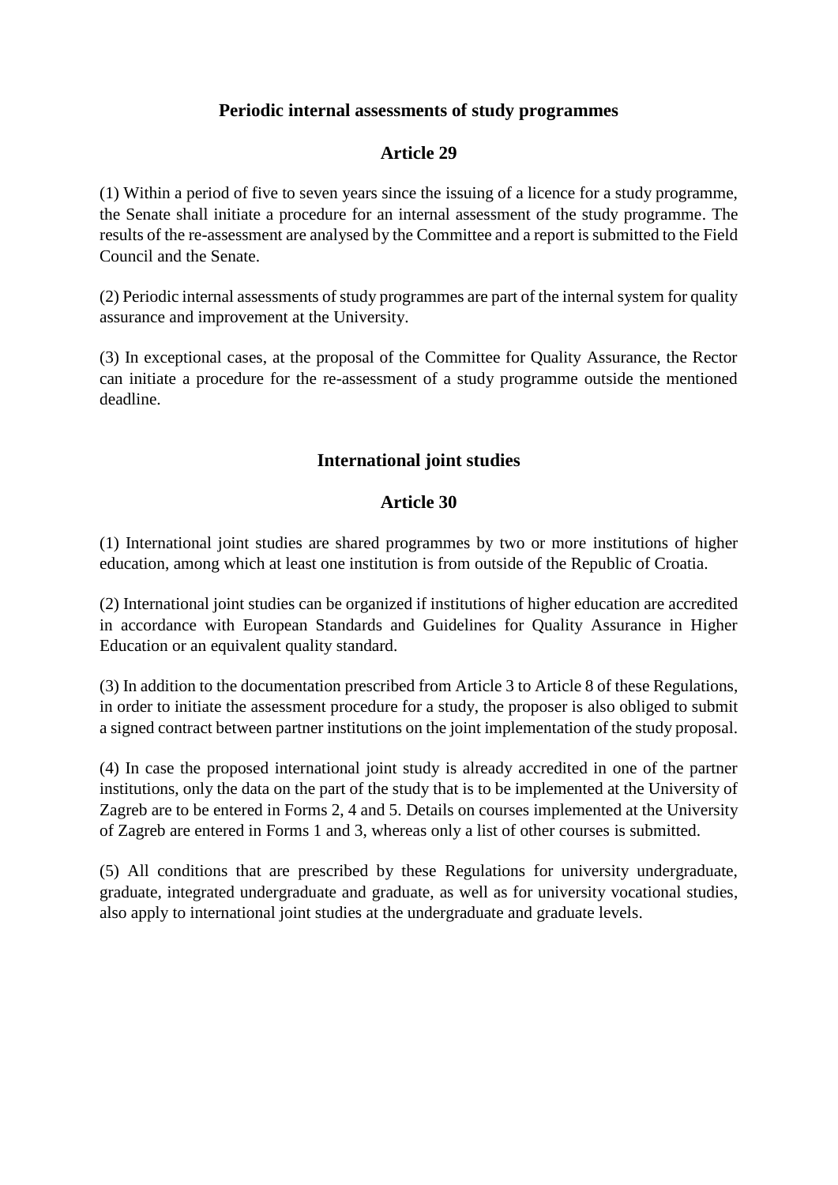## Periodic internal assessments of study programmes

## Article 29

(1) Within a period of five to seven years since the issuing of a licence for a study programme, the Senate shall initiate a procedure for an internal assessment of the study programme. The results of the re-assessment are analysed by the Committee and a report is submitted to the Field Council and the Senate.

(2) Periodic internal assessments of study programmes are part of the internal system for quality assurance and improvement at the University.

(3) In exceptional cases, at the proposal of the Committee for Quality Assurance, the Rector can initiate a procedure for the re-assessment of a study programme outside the mentioned deadline.

## International joint studies

## Article 30

(1) International joint studies are shared programmes by two or more institutions of higher education, among which at least one institution is from outside of the Republic of Croatia.

(2) International joint studies can be organized if institutions of higher education are accredited in accordance with European Standards and Guidelines for Quality Assurance in Higher Education or an equivalent quality standard.

(3) In addition to the documentation prescribed from Article 3 to Article 8 of these Regulations, in order to initiate the assessment procedure for a study, the proposer is also obliged to submit a signed contract between partner institutions on the joint implementation of the study proposal.

(4) In case the proposed international joint study is already accredited in one of the partner institutions, only the data on the part of the study that is to be implemented at the University of Zagreb are to be entered in Forms 2, 4 and 5. Details on courses implemented at the University of Zagreb are entered in Forms 1 and 3, whereas only a list of other courses is submitted.

(5) All conditions that are prescribed by these Regulations for university undergraduate, graduate, integrated undergraduate and graduate, as well as for university vocational studies, also apply to international joint studies at the undergraduate and graduate levels.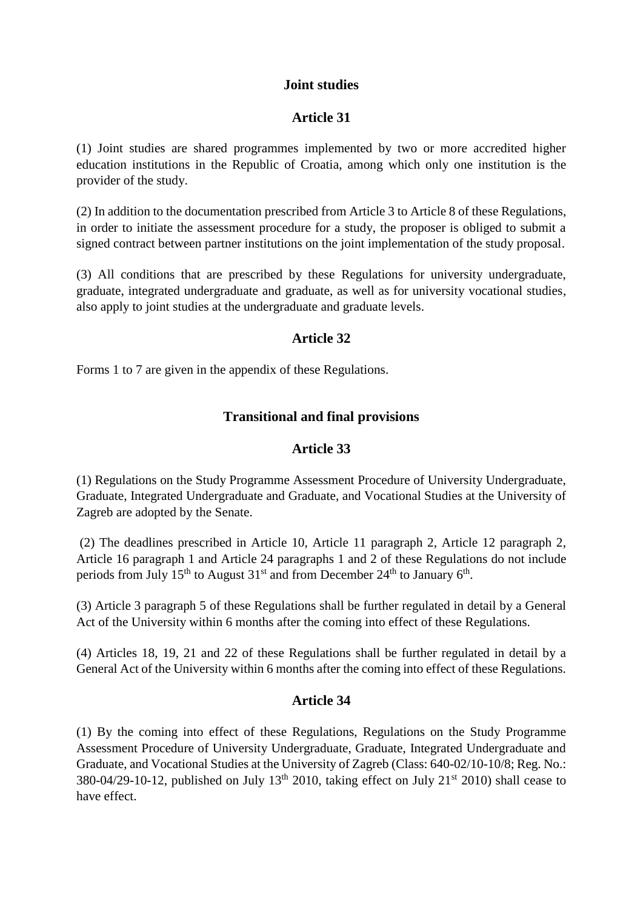## Joint studies

## Article 31

(1) Joint studies are shared programmes implemented by two or more accredited higher education institutions in the Republic of Croatia, among which only one institution is the provider of the study.

(2) In addition to the documentation prescribed from Article 3 to Article 8 of these Regulations, in order to initiate the assessment procedure for a study, the proposer is obliged to submit a signed contract between partner institutions on the joint implementation of the study proposal.

(3) All conditions that are prescribed by these Regulations for university undergraduate, graduate, integrated undergraduate and graduate, as well as for university vocational studies, also apply to joint studies at the undergraduate and graduate levels.

## Article 32

Forms 1 to 7 are given in the appendix of these Regulations.

## Transitional and final provisions

## Article 33

(1) Regulations on the Study Programme Assessment Procedure of University Undergraduate, Graduate, Integrated Undergraduate and Graduate, and Vocational Studies at the University of Zagreb are adopted by the Senate.

(2) The deadlines prescribed in Article 10, Article 11 paragraph 2, Article 12 paragraph 2, Article 16 paragraph 1 and Article 24 paragraphs 1 and 2 of these Regulations do not include periods from July 15th to August 31st and from December 24th to January 6th.

(3) Article 3 paragraph 5 of these Regulations shall be further regulated in detail by a General Act of the University within 6 months after the coming into effect of these Regulations.

(4) Articles 18, 19, 21 and 22 of these Regulations shall be further regulated in detail by a General Act of the University within 6 months after the coming into effect of these Regulations.

## Article 34

(1) By the coming into effect of these Regulations, Regulations on the Study Programme Assessment Procedure of University Undergraduate, Graduate, Integrated Undergraduate and Graduate, and Vocational Studies at the University of Zagreb (Class: 640-02/10-10/8; Reg. No.: 380-04/29-10-12, published on July 13th 2010, taking effect on July 21st 2010) shall cease to have effect.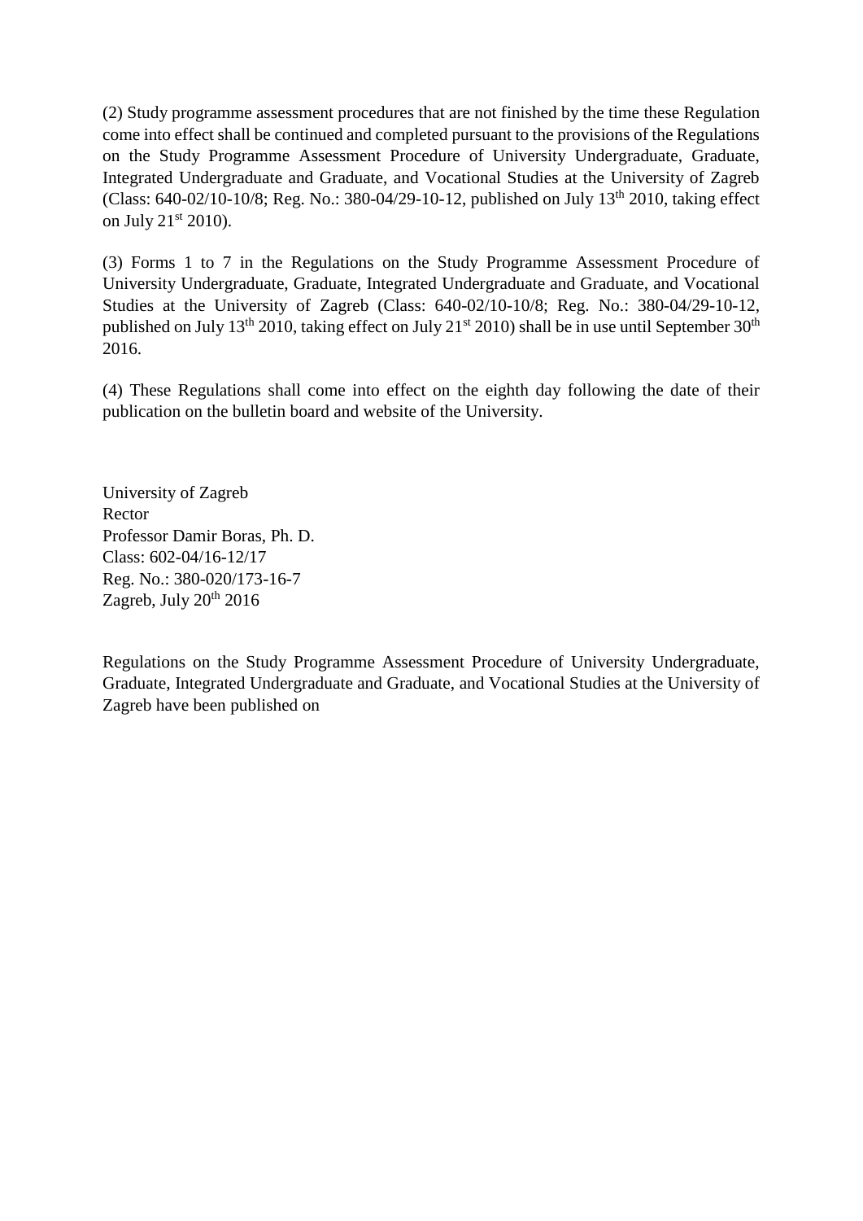(2) Study programme assessment procedures that are not finished by the time these Regulation come into effect shall be continued and completed pursuant to the provisions of the Regulations on the Study Programme Assessment Procedure of University Undergraduate, Graduate, Integrated Undergraduate and Graduate, and Vocational Studies at the University of Zagreb (Class: 640-02/10-10/8; Reg. No.: 380-04/29-10-12, published on July 13th 2010, taking effect on July 21st 2010).

(3) Forms 1 to 7 in the Regulations on the Study Programme Assessment Procedure of University Undergraduate, Graduate, Integrated Undergraduate and Graduate, and Vocational Studies at the University of Zagreb (Class: 640-02/10-10/8; Reg. No.: 380-04/29-10-12, published on July 13th 2010, taking effect on July 21st 2010) shall be in use until September 30th 2016.

(4) These Regulations shall come into effect on the eighth day following the date of their publication on the bulletin board and website of the University.

University of Zagreb
Rector
Professor Damir Boras, Ph. D.
Class: 602-04/16-12/17
Reg. No.: 380-020/173-16-7
Zagreb, July 20th 2016

Regulations on the Study Programme Assessment Procedure of University Undergraduate, Graduate, Integrated Undergraduate and Graduate, and Vocational Studies at the University of Zagreb have been published on